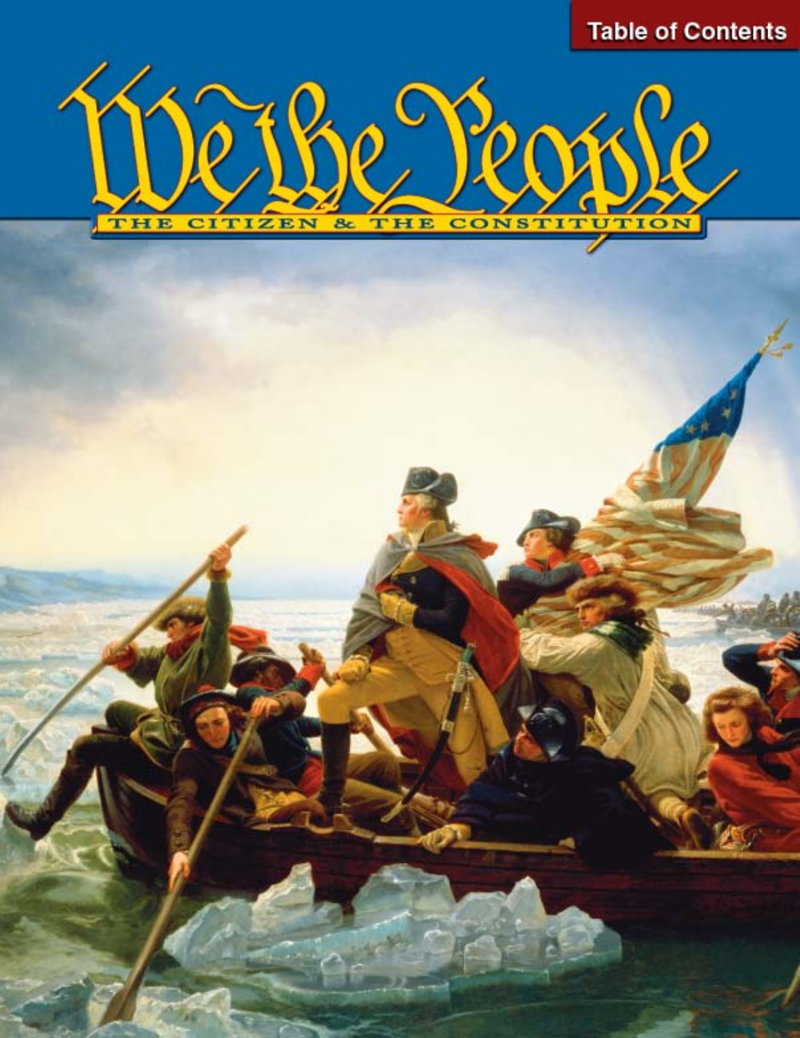Table of Contents

# We the People

## THE CITIZEN & THE CONSTITUTION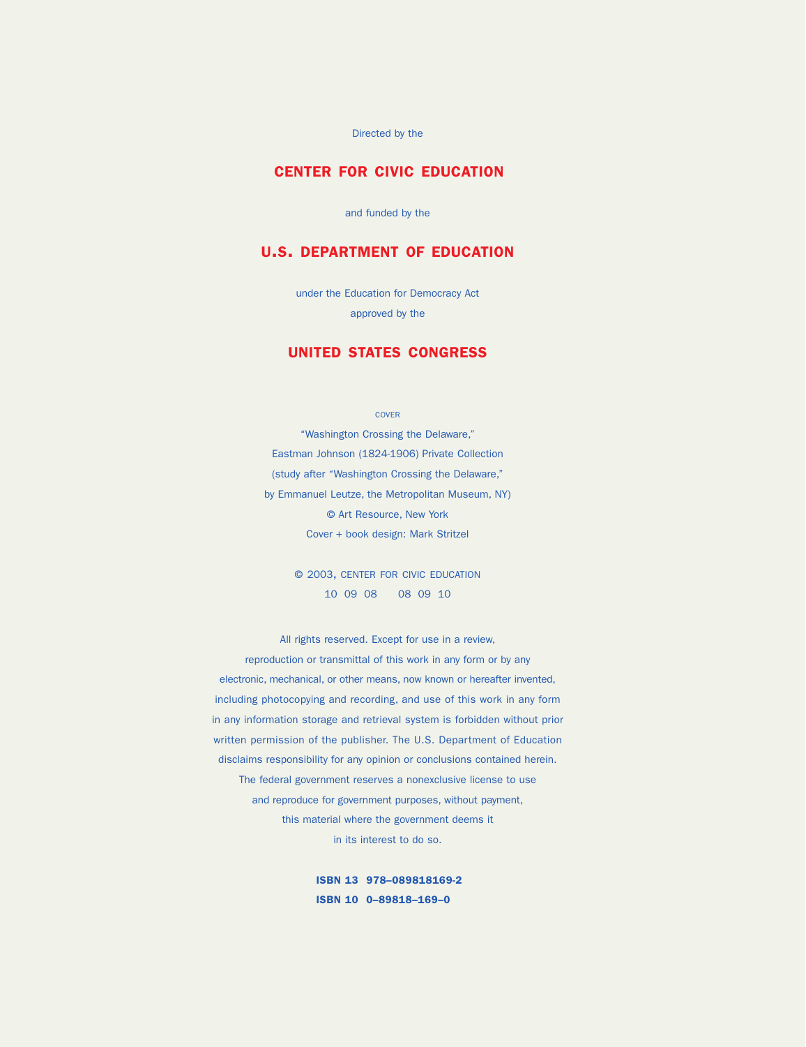Directed by the

**CENTER FOR CIVIC EDUCATION**

and funded by the

**U.S. DEPARTMENT OF EDUCATION**

under the Education for Democracy Act

approved by the

**UNITED STATES CONGRESS**

COVER

"Washington Crossing the Delaware,"

Eastman Johnson (1824-1906) Private Collection

(study after "Washington Crossing the Delaware,"

by Emmanuel Leutze, the Metropolitan Museum, NY)

© Art Resource, New York

Cover + book design: Mark Stritzel

© 2003, CENTER FOR CIVIC EDUCATION

10 09 08 08 09 10

All rights reserved. Except for use in a review, reproduction or transmittal of this work in any form or by any electronic, mechanical, or other means, now known or hereafter invented, including photocopying and recording, and use of this work in any form in any information storage and retrieval system is forbidden without prior written permission of the publisher. The U.S. Department of Education disclaims responsibility for any opinion or conclusions contained herein. The federal government reserves a nonexclusive license to use and reproduce for government purposes, without payment, this material where the government deems it in its interest to do so.

**ISBN 13 978–089818169-2**

**ISBN 10 0–89818–169–0**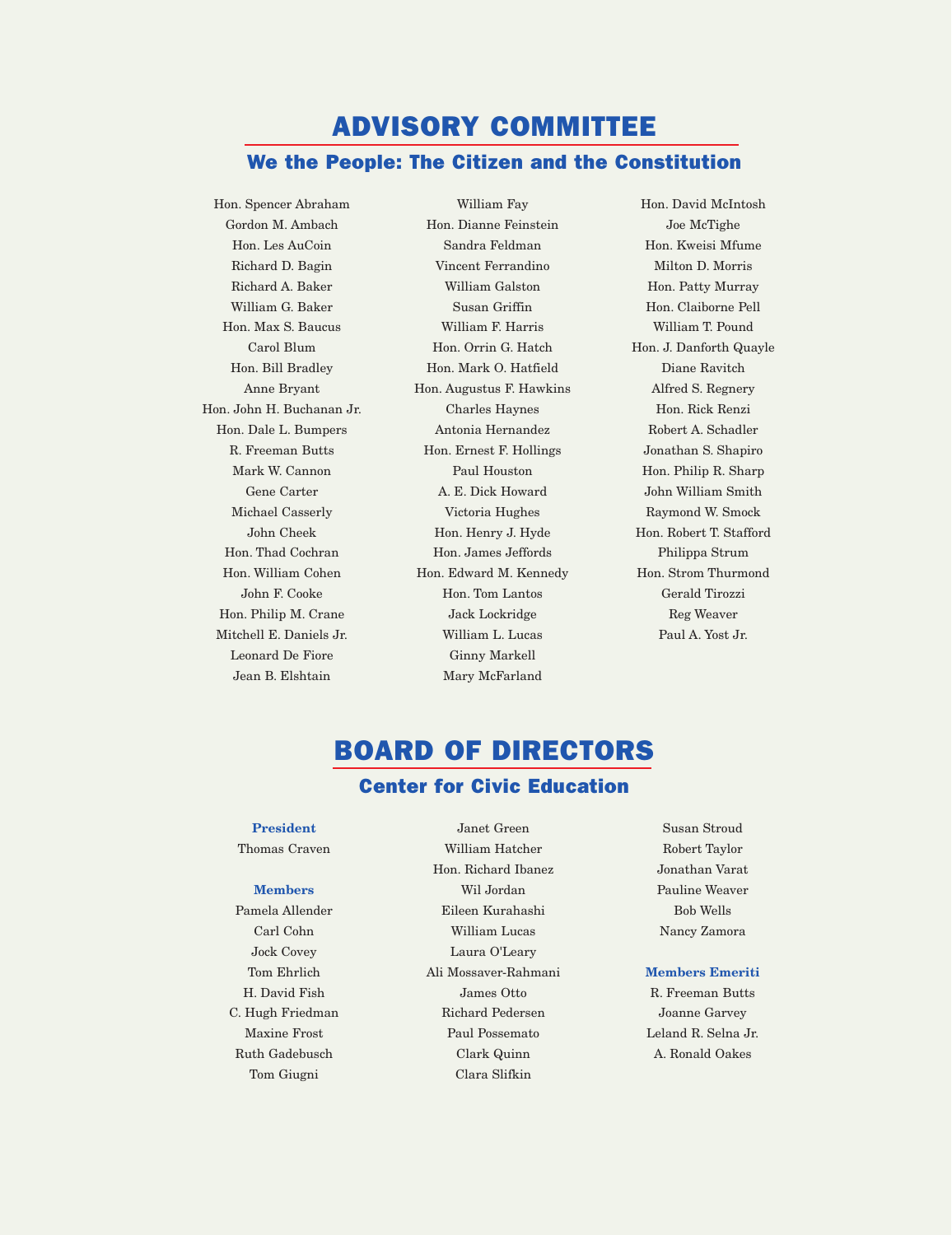# ADVISORY COMMITTEE

## We the People: The Citizen and the Constitution

Hon. Spencer Abraham
Gordon M. Ambach
Hon. Les AuCoin
Richard D. Bagin
Richard A. Baker
William G. Baker
Hon. Max S. Baucus
Carol Blum
Hon. Bill Bradley
Anne Bryant
Hon. John H. Buchanan Jr.
Hon. Dale L. Bumpers
R. Freeman Butts
Mark W. Cannon
Gene Carter
Michael Casserly
John Cheek
Hon. Thad Cochran
Hon. William Cohen
John F. Cooke
Hon. Philip M. Crane
Mitchell E. Daniels Jr.
Leonard De Fiore
Jean B. Elshtain
William Fay
Hon. Dianne Feinstein
Sandra Feldman
Vincent Ferrandino
William Galston
Susan Griffin
William F. Harris
Hon. Orrin G. Hatch
Hon. Mark O. Hatfield
Hon. Augustus F. Hawkins
Charles Haynes
Antonia Hernandez
Hon. Ernest F. Hollings
Paul Houston
A. E. Dick Howard
Victoria Hughes
Hon. Henry J. Hyde
Hon. James Jeffords
Hon. Edward M. Kennedy
Hon. Tom Lantos
Jack Lockridge
William L. Lucas
Ginny Markell
Mary McFarland
Hon. David McIntosh
Joe McTighe
Hon. Kweisi Mfume
Milton D. Morris
Hon. Patty Murray
Hon. Claiborne Pell
William T. Pound
Hon. J. Danforth Quayle
Diane Ravitch
Alfred S. Regnery
Hon. Rick Renzi
Robert A. Schadler
Jonathan S. Shapiro
Hon. Philip R. Sharp
John William Smith
Raymond W. Smock
Hon. Robert T. Stafford
Philippa Strum
Hon. Strom Thurmond
Gerald Tirozzi
Reg Weaver
Paul A. Yost Jr.

# BOARD OF DIRECTORS

## Center for Civic Education

**President**

Thomas Craven

**Members**

Pamela Allender
Carl Cohn
Jock Covey
Tom Ehrlich
H. David Fish
C. Hugh Friedman
Maxine Frost
Ruth Gadebusch
Tom Giugni
Janet Green
William Hatcher
Hon. Richard Ibanez
Wil Jordan
Eileen Kurahashi
William Lucas
Laura O'Leary
Ali Mossaver-Rahmani
James Otto
Richard Pedersen
Paul Possemato
Clark Quinn
Clara Slifkin
Susan Stroud
Robert Taylor
Jonathan Varat
Pauline Weaver
Bob Wells
Nancy Zamora

**Members Emeriti**

R. Freeman Butts
Joanne Garvey
Leland R. Selna Jr.
A. Ronald Oakes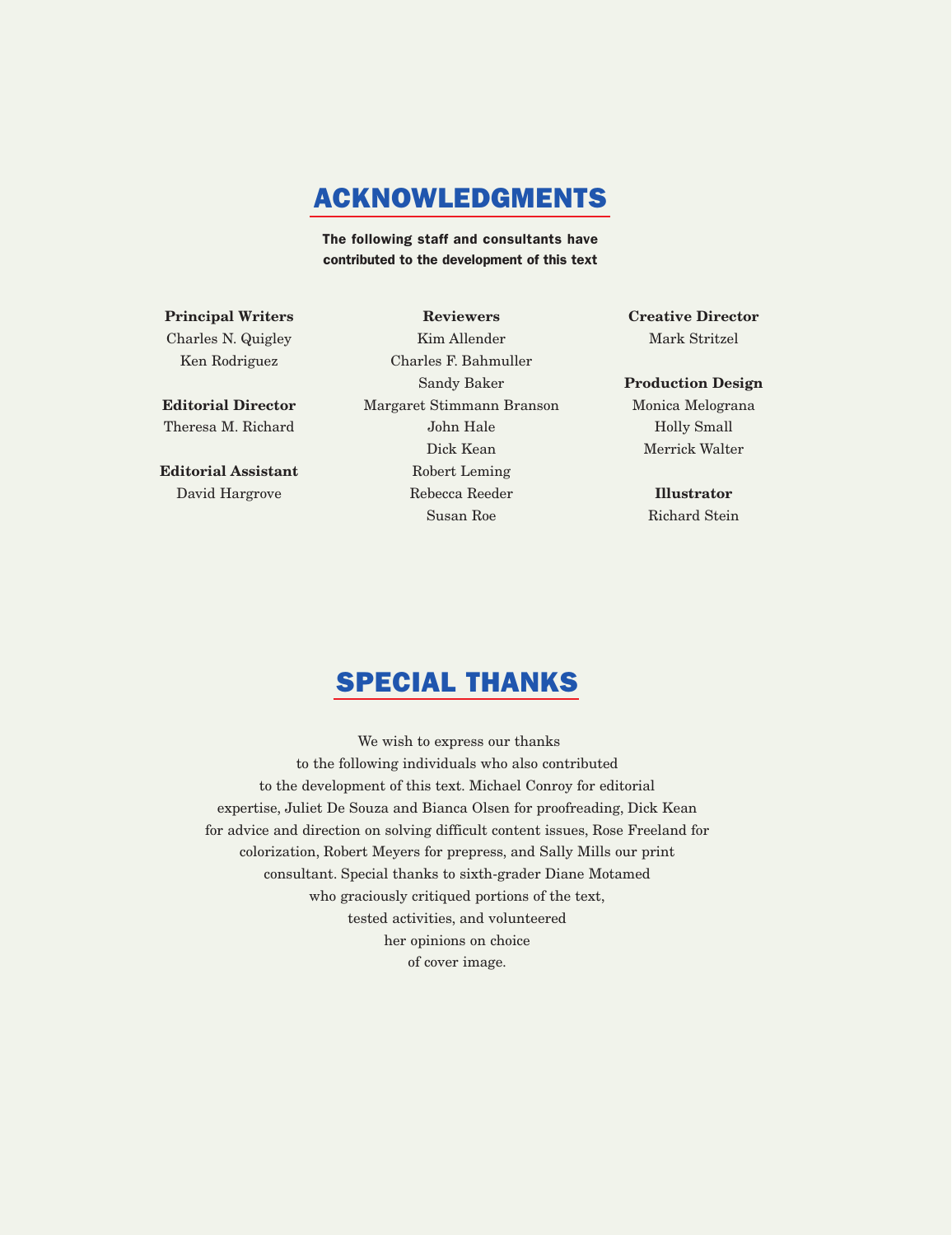# ACKNOWLEDGMENTS

**The following staff and consultants have contributed to the development of this text**

**Principal Writers**
Charles N. Quigley
Ken Rodriguez

**Editorial Director**
Theresa M. Richard

**Editorial Assistant**
David Hargrove

**Reviewers**
Kim Allender
Charles F. Bahmuller
Sandy Baker
Margaret Stimmann Branson
John Hale
Dick Kean
Robert Leming
Rebecca Reeder
Susan Roe

**Creative Director**
Mark Stritzel

**Production Design**
Monica Melograna
Holly Small
Merrick Walter

**Illustrator**
Richard Stein

# SPECIAL THANKS

We wish to express our thanks to the following individuals who also contributed to the development of this text. Michael Conroy for editorial expertise, Juliet De Souza and Bianca Olsen for proofreading, Dick Kean for advice and direction on solving difficult content issues, Rose Freeland for colorization, Robert Meyers for prepress, and Sally Mills our print consultant. Special thanks to sixth-grader Diane Motamed who graciously critiqued portions of the text, tested activities, and volunteered her opinions on choice of cover image.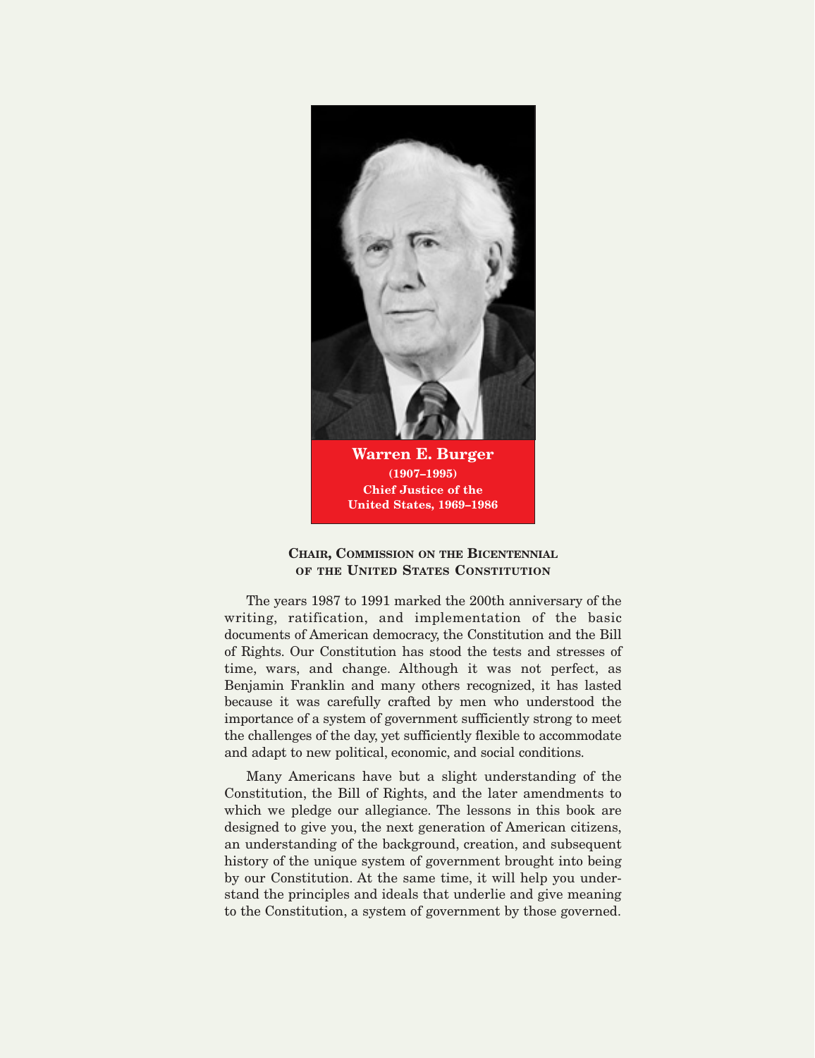**Warren E. Burger**
**(1907–1995)**
**Chief Justice of the United States, 1969–1986**

## Chair, Commission on the Bicentennial of the United States Constitution

The years 1987 to 1991 marked the 200th anniversary of the writing, ratification, and implementation of the basic documents of American democracy, the Constitution and the Bill of Rights. Our Constitution has stood the tests and stresses of time, wars, and change. Although it was not perfect, as Benjamin Franklin and many others recognized, it has lasted because it was carefully crafted by men who understood the importance of a system of government sufficiently strong to meet the challenges of the day, yet sufficiently flexible to accommodate and adapt to new political, economic, and social conditions.

Many Americans have but a slight understanding of the Constitution, the Bill of Rights, and the later amendments to which we pledge our allegiance. The lessons in this book are designed to give you, the next generation of American citizens, an understanding of the background, creation, and subsequent history of the unique system of government brought into being by our Constitution. At the same time, it will help you understand the principles and ideals that underlie and give meaning to the Constitution, a system of government by those governed.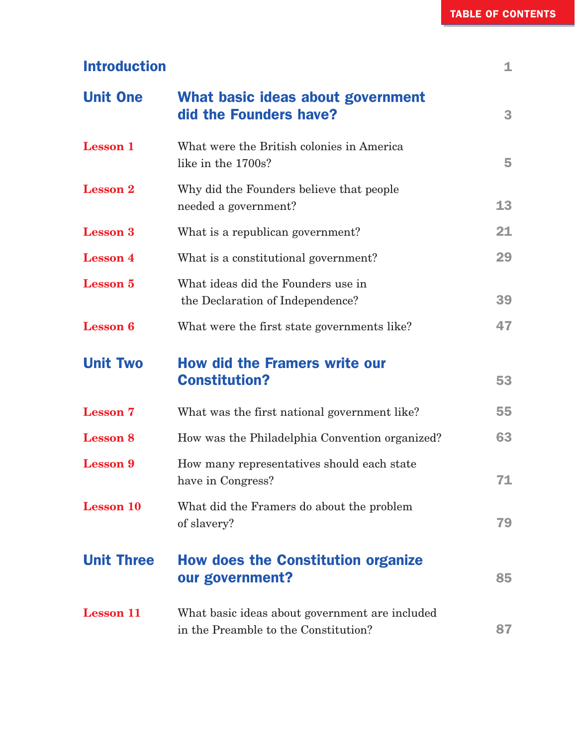# TABLE OF CONTENTS

| | | |
|---|---|---|
| **Introduction** | | 1 |
| **Unit One** | **What basic ideas about government did the Founders have?** | 3 |
| **Lesson 1** | What were the British colonies in America like in the 1700s? | 5 |
| **Lesson 2** | Why did the Founders believe that people needed a government? | 13 |
| **Lesson 3** | What is a republican government? | 21 |
| **Lesson 4** | What is a constitutional government? | 29 |
| **Lesson 5** | What ideas did the Founders use in the Declaration of Independence? | 39 |
| **Lesson 6** | What were the first state governments like? | 47 |
| **Unit Two** | **How did the Framers write our Constitution?** | 53 |
| **Lesson 7** | What was the first national government like? | 55 |
| **Lesson 8** | How was the Philadelphia Convention organized? | 63 |
| **Lesson 9** | How many representatives should each state have in Congress? | 71 |
| **Lesson 10** | What did the Framers do about the problem of slavery? | 79 |
| **Unit Three** | **How does the Constitution organize our government?** | 85 |
| **Lesson 11** | What basic ideas about government are included in the Preamble to the Constitution? | 87 |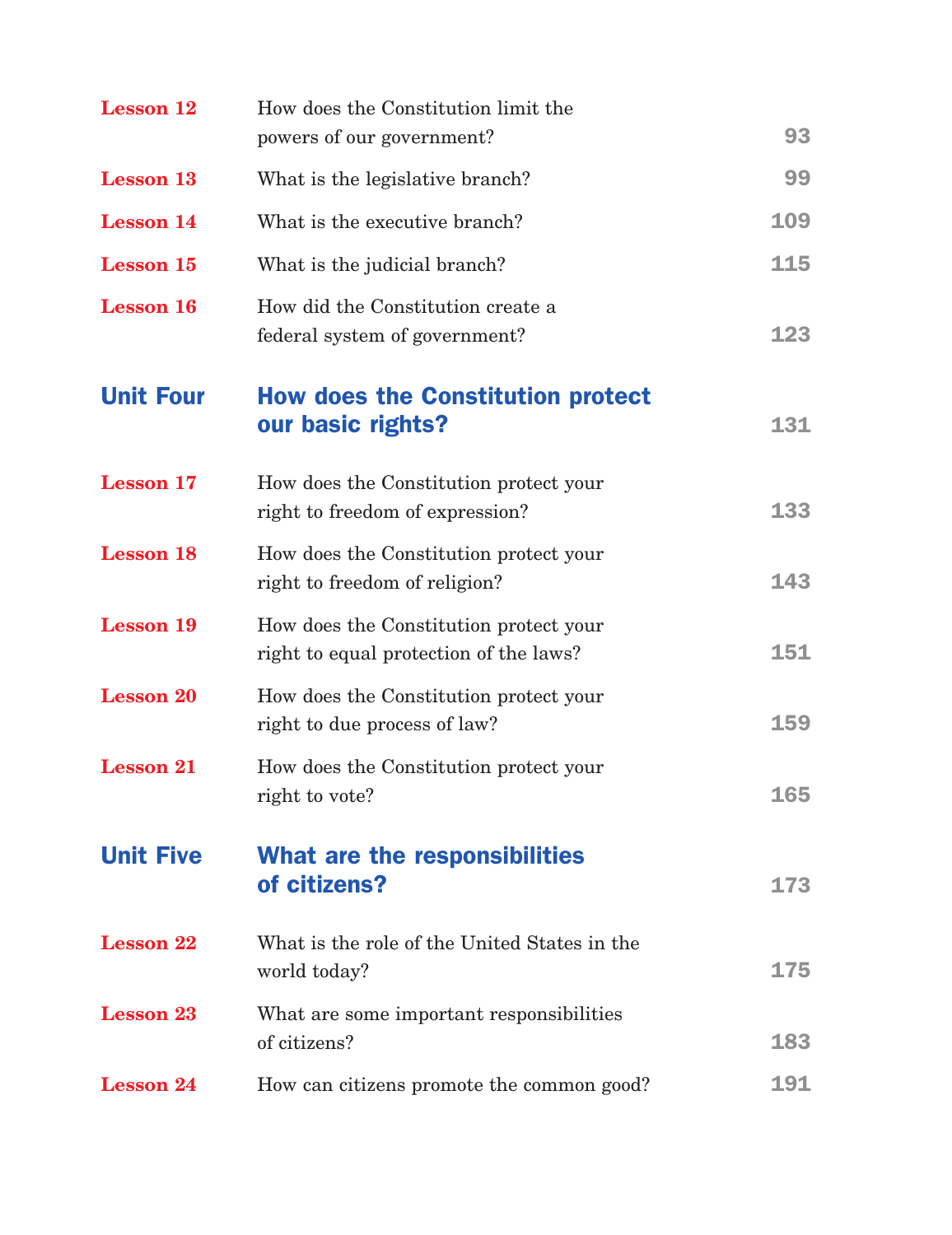| | | |
|---|---|---|
| **Lesson 12** | How does the Constitution limit the powers of our government? | 93 |
| **Lesson 13** | What is the legislative branch? | 99 |
| **Lesson 14** | What is the executive branch? | 109 |
| **Lesson 15** | What is the judicial branch? | 115 |
| **Lesson 16** | How did the Constitution create a federal system of government? | 123 |
| **Unit Four** | **How does the Constitution protect our basic rights?** | 131 |
| **Lesson 17** | How does the Constitution protect your right to freedom of expression? | 133 |
| **Lesson 18** | How does the Constitution protect your right to freedom of religion? | 143 |
| **Lesson 19** | How does the Constitution protect your right to equal protection of the laws? | 151 |
| **Lesson 20** | How does the Constitution protect your right to due process of law? | 159 |
| **Lesson 21** | How does the Constitution protect your right to vote? | 165 |
| **Unit Five** | **What are the responsibilities of citizens?** | 173 |
| **Lesson 22** | What is the role of the United States in the world today? | 175 |
| **Lesson 23** | What are some important responsibilities of citizens? | 183 |
| **Lesson 24** | How can citizens promote the common good? | 191 |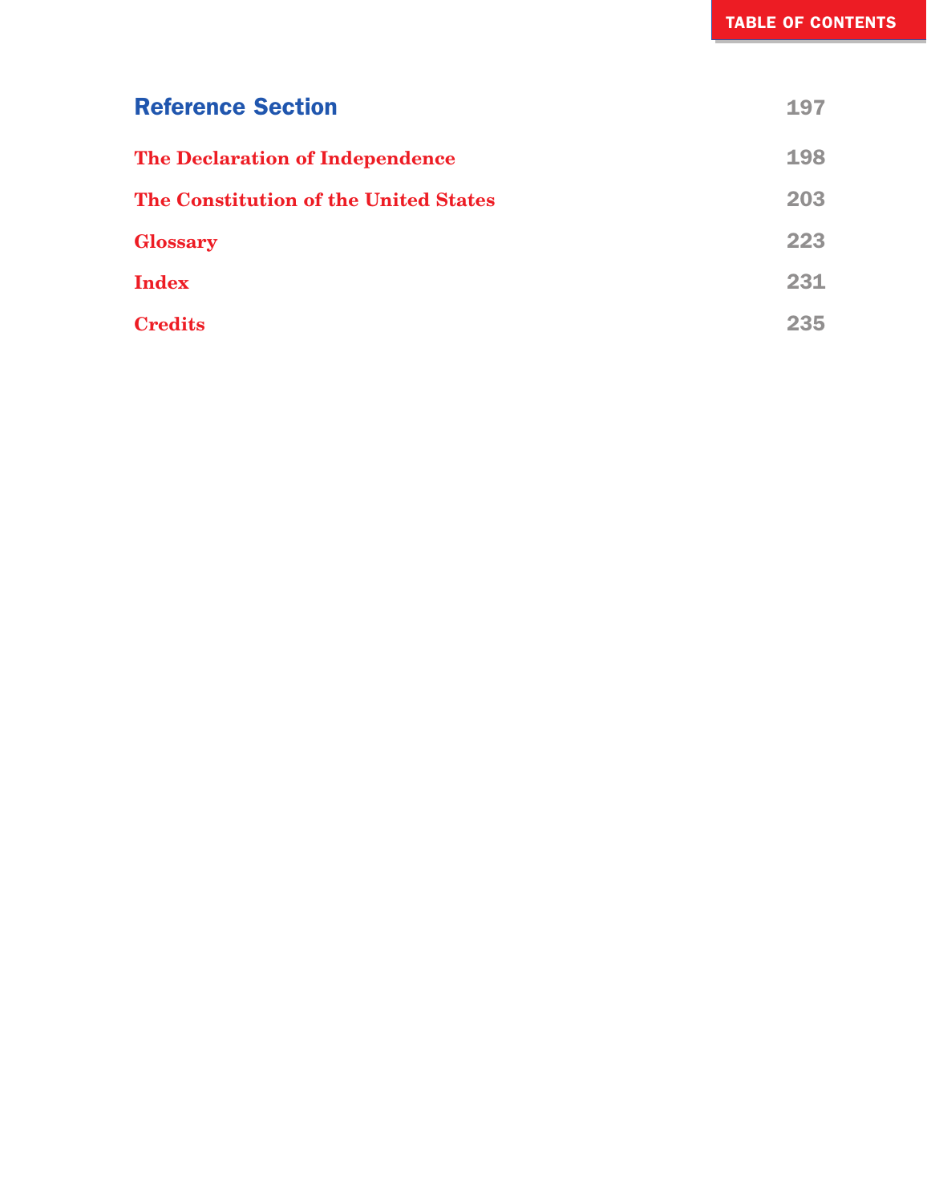## Reference Section 197

**The Declaration of Independence** 198

**The Constitution of the United States** 203

**Glossary** 223

**Index** 231

**Credits** 235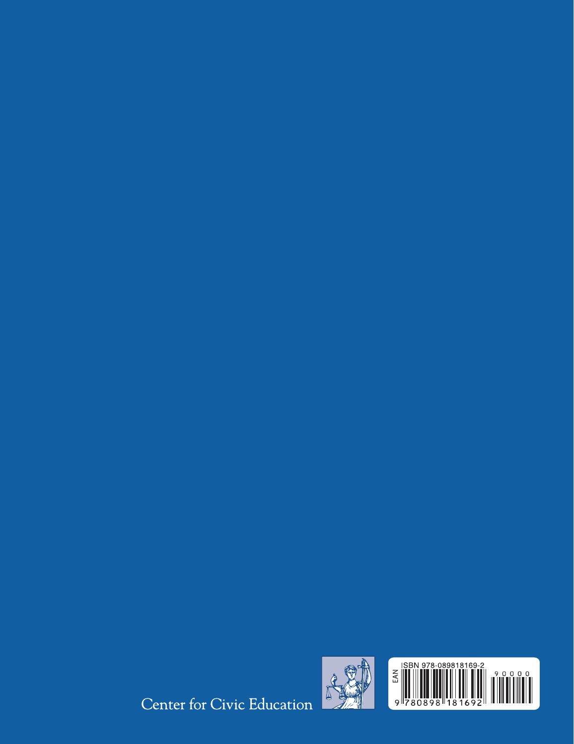Center for Civic Education

ISBN 978-089818169-2